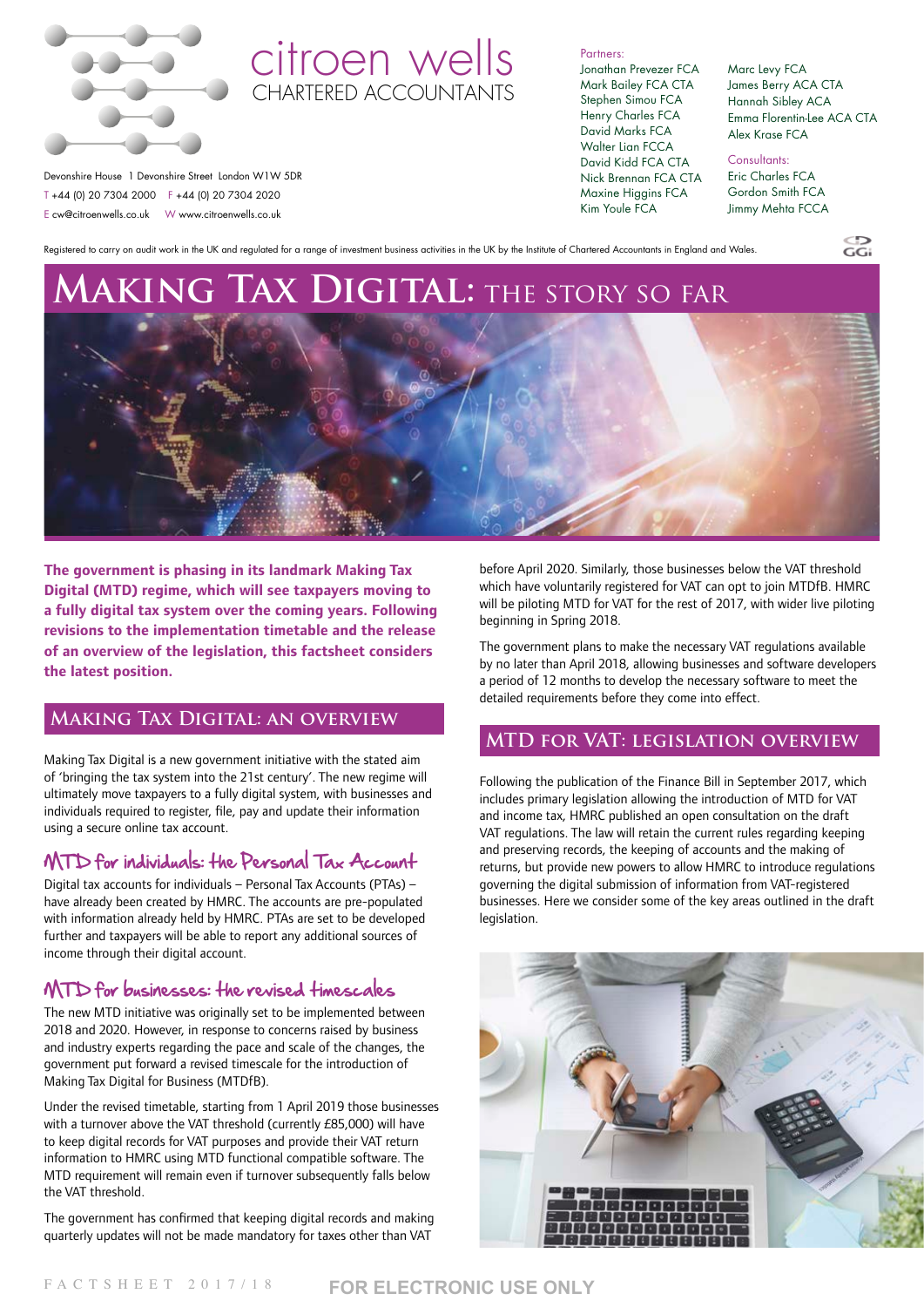citroen wells
CHARTERED ACCOUNTANTS

Devonshire House 1 Devonshire Street London W1W 5DR
T +44 (0) 20 7304 2000 F +44 (0) 20 7304 2020
E cw@citroenwells.co.uk W www.citroenwells.co.uk

Partners:
Jonathan Prevezer FCA
Mark Bailey FCA CTA
Stephen Simou FCA
Henry Charles FCA
David Marks FCA
Walter Lian FCCA
David Kidd FCA CTA
Nick Brennan FCA CTA
Maxine Higgins FCA
Kim Youle FCA
Marc Levy FCA
James Berry ACA CTA
Hannah Sibley ACA
Emma Florentin-Lee ACA CTA
Alex Krase FCA

Consultants:
Eric Charles FCA
Gordon Smith FCA
Jimmy Mehta FCCA

Registered to carry on audit work in the UK and regulated for a range of investment business activities in the UK by the Institute of Chartered Accountants in England and Wales.

# Making Tax Digital: the story so far

**The government is phasing in its landmark Making Tax Digital (MTD) regime, which will see taxpayers moving to a fully digital tax system over the coming years. Following revisions to the implementation timetable and the release of an overview of the legislation, this factsheet considers the latest position.**

## Making Tax Digital: an overview

Making Tax Digital is a new government initiative with the stated aim of 'bringing the tax system into the 21st century'. The new regime will ultimately move taxpayers to a fully digital system, with businesses and individuals required to register, file, pay and update their information using a secure online tax account.

### MTD for individuals: the Personal Tax Account

Digital tax accounts for individuals – Personal Tax Accounts (PTAs) – have already been created by HMRC. The accounts are pre-populated with information already held by HMRC. PTAs are set to be developed further and taxpayers will be able to report any additional sources of income through their digital account.

### MTD for businesses: the revised timescales

The new MTD initiative was originally set to be implemented between 2018 and 2020. However, in response to concerns raised by business and industry experts regarding the pace and scale of the changes, the government put forward a revised timescale for the introduction of Making Tax Digital for Business (MTDfB).

Under the revised timetable, starting from 1 April 2019 those businesses with a turnover above the VAT threshold (currently £85,000) will have to keep digital records for VAT purposes and provide their VAT return information to HMRC using MTD functional compatible software. The MTD requirement will remain even if turnover subsequently falls below the VAT threshold.

The government has confirmed that keeping digital records and making quarterly updates will not be made mandatory for taxes other than VAT before April 2020. Similarly, those businesses below the VAT threshold which have voluntarily registered for VAT can opt to join MTDfB. HMRC will be piloting MTD for VAT for the rest of 2017, with wider live piloting beginning in Spring 2018.

The government plans to make the necessary VAT regulations available by no later than April 2018, allowing businesses and software developers a period of 12 months to develop the necessary software to meet the detailed requirements before they come into effect.

## MTD for VAT: legislation overview

Following the publication of the Finance Bill in September 2017, which includes primary legislation allowing the introduction of MTD for VAT and income tax, HMRC published an open consultation on the draft VAT regulations. The law will retain the current rules regarding keeping and preserving records, the keeping of accounts and the making of returns, but provide new powers to allow HMRC to introduce regulations governing the digital submission of information from VAT-registered businesses. Here we consider some of the key areas outlined in the draft legislation.

FACTSHEET 2017/18 FOR ELECTRONIC USE ONLY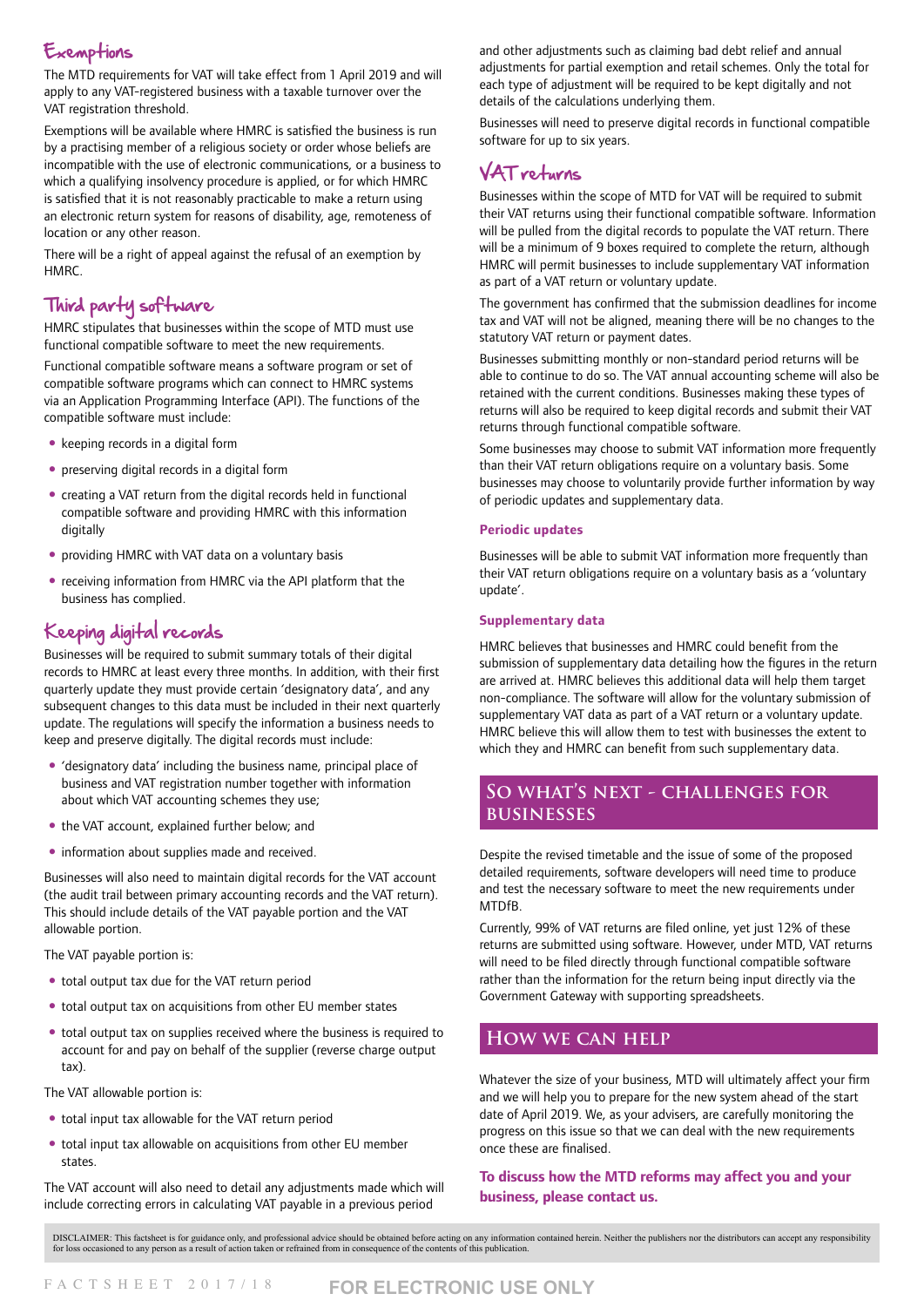## Exemptions

The MTD requirements for VAT will take effect from 1 April 2019 and will apply to any VAT-registered business with a taxable turnover over the VAT registration threshold.

Exemptions will be available where HMRC is satisfied the business is run by a practising member of a religious society or order whose beliefs are incompatible with the use of electronic communications, or a business to which a qualifying insolvency procedure is applied, or for which HMRC is satisfied that it is not reasonably practicable to make a return using an electronic return system for reasons of disability, age, remoteness of location or any other reason.

There will be a right of appeal against the refusal of an exemption by HMRC.

## Third party software

HMRC stipulates that businesses within the scope of MTD must use functional compatible software to meet the new requirements.

Functional compatible software means a software program or set of compatible software programs which can connect to HMRC systems via an Application Programming Interface (API). The functions of the compatible software must include:

- keeping records in a digital form
- preserving digital records in a digital form
- creating a VAT return from the digital records held in functional compatible software and providing HMRC with this information digitally
- providing HMRC with VAT data on a voluntary basis
- receiving information from HMRC via the API platform that the business has complied.

## Keeping digital records

Businesses will be required to submit summary totals of their digital records to HMRC at least every three months. In addition, with their first quarterly update they must provide certain 'designatory data', and any subsequent changes to this data must be included in their next quarterly update. The regulations will specify the information a business needs to keep and preserve digitally. The digital records must include:

- 'designatory data' including the business name, principal place of business and VAT registration number together with information about which VAT accounting schemes they use;
- the VAT account, explained further below; and
- information about supplies made and received.

Businesses will also need to maintain digital records for the VAT account (the audit trail between primary accounting records and the VAT return). This should include details of the VAT payable portion and the VAT allowable portion.

The VAT payable portion is:

- total output tax due for the VAT return period
- total output tax on acquisitions from other EU member states
- total output tax on supplies received where the business is required to account for and pay on behalf of the supplier (reverse charge output tax).

The VAT allowable portion is:

- total input tax allowable for the VAT return period
- total input tax allowable on acquisitions from other EU member states.

The VAT account will also need to detail any adjustments made which will include correcting errors in calculating VAT payable in a previous period and other adjustments such as claiming bad debt relief and annual adjustments for partial exemption and retail schemes. Only the total for each type of adjustment will be required to be kept digitally and not details of the calculations underlying them.

Businesses will need to preserve digital records in functional compatible software for up to six years.

## VAT returns

Businesses within the scope of MTD for VAT will be required to submit their VAT returns using their functional compatible software. Information will be pulled from the digital records to populate the VAT return. There will be a minimum of 9 boxes required to complete the return, although HMRC will permit businesses to include supplementary VAT information as part of a VAT return or voluntary update.

The government has confirmed that the submission deadlines for income tax and VAT will not be aligned, meaning there will be no changes to the statutory VAT return or payment dates.

Businesses submitting monthly or non-standard period returns will be able to continue to do so. The VAT annual accounting scheme will also be retained with the current conditions. Businesses making these types of returns will also be required to keep digital records and submit their VAT returns through functional compatible software.

Some businesses may choose to submit VAT information more frequently than their VAT return obligations require on a voluntary basis. Some businesses may choose to voluntarily provide further information by way of periodic updates and supplementary data.

### Periodic updates

Businesses will be able to submit VAT information more frequently than their VAT return obligations require on a voluntary basis as a 'voluntary update'.

### Supplementary data

HMRC believes that businesses and HMRC could benefit from the submission of supplementary data detailing how the figures in the return are arrived at. HMRC believes this additional data will help them target non-compliance. The software will allow for the voluntary submission of supplementary VAT data as part of a VAT return or a voluntary update. HMRC believe this will allow them to test with businesses the extent to which they and HMRC can benefit from such supplementary data.

## So what's next - challenges for businesses

Despite the revised timetable and the issue of some of the proposed detailed requirements, software developers will need time to produce and test the necessary software to meet the new requirements under MTDfB.

Currently, 99% of VAT returns are filed online, yet just 12% of these returns are submitted using software. However, under MTD, VAT returns will need to be filed directly through functional compatible software rather than the information for the return being input directly via the Government Gateway with supporting spreadsheets.

## How we can help

Whatever the size of your business, MTD will ultimately affect your firm and we will help you to prepare for the new system ahead of the start date of April 2019. We, as your advisers, are carefully monitoring the progress on this issue so that we can deal with the new requirements once these are finalised.

**To discuss how the MTD reforms may affect you and your business, please contact us.**

DISCLAIMER: This factsheet is for guidance only, and professional advice should be obtained before acting on any information contained herein. Neither the publishers nor the distributors can accept any responsibility for loss occasioned to any person as a result of action taken or refrained from in consequence of the contents of this publication.